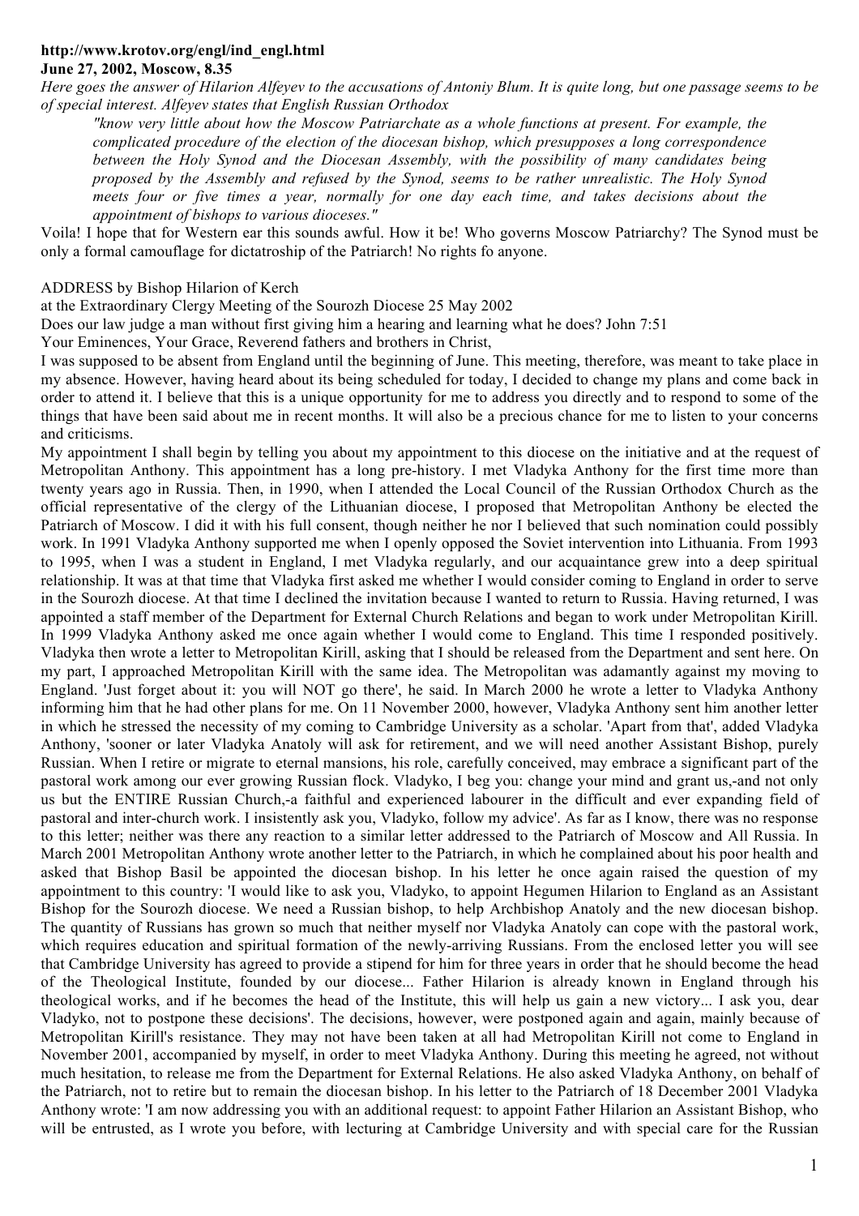**http://www.krotov.org/engl/ind_engl.html**
**June 27, 2002, Moscow, 8.35**

*Here goes the answer of Hilarion Alfeyev to the accusations of Antoniy Blum. It is quite long, but one passage seems to be of special interest. Alfeyev states that English Russian Orthodox*

> *"know very little about how the Moscow Patriarchate as a whole functions at present. For example, the complicated procedure of the election of the diocesan bishop, which presupposes a long correspondence between the Holy Synod and the Diocesan Assembly, with the possibility of many candidates being proposed by the Assembly and refused by the Synod, seems to be rather unrealistic. The Holy Synod meets four or five times a year, normally for one day each time, and takes decisions about the appointment of bishops to various dioceses."*

Voila! I hope that for Western ear this sounds awful. How it be! Who governs Moscow Patriarchy? The Synod must be only a formal camouflage for dictatroship of the Patriarch! No rights fo anyone.

ADDRESS by Bishop Hilarion of Kerch
at the Extraordinary Clergy Meeting of the Sourozh Diocese 25 May 2002

Does our law judge a man without first giving him a hearing and learning what he does? John 7:51

Your Eminences, Your Grace, Reverend fathers and brothers in Christ,

I was supposed to be absent from England until the beginning of June. This meeting, therefore, was meant to take place in my absence. However, having heard about its being scheduled for today, I decided to change my plans and come back in order to attend it. I believe that this is a unique opportunity for me to address you directly and to respond to some of the things that have been said about me in recent months. It will also be a precious chance for me to listen to your concerns and criticisms.

My appointment I shall begin by telling you about my appointment to this diocese on the initiative and at the request of Metropolitan Anthony. This appointment has a long pre-history. I met Vladyka Anthony for the first time more than twenty years ago in Russia. Then, in 1990, when I attended the Local Council of the Russian Orthodox Church as the official representative of the clergy of the Lithuanian diocese, I proposed that Metropolitan Anthony be elected the Patriarch of Moscow. I did it with his full consent, though neither he nor I believed that such nomination could possibly work. In 1991 Vladyka Anthony supported me when I openly opposed the Soviet intervention into Lithuania. From 1993 to 1995, when I was a student in England, I met Vladyka regularly, and our acquaintance grew into a deep spiritual relationship. It was at that time that Vladyka first asked me whether I would consider coming to England in order to serve in the Sourozh diocese. At that time I declined the invitation because I wanted to return to Russia. Having returned, I was appointed a staff member of the Department for External Church Relations and began to work under Metropolitan Kirill. In 1999 Vladyka Anthony asked me once again whether I would come to England. This time I responded positively. Vladyka then wrote a letter to Metropolitan Kirill, asking that I should be released from the Department and sent here. On my part, I approached Metropolitan Kirill with the same idea. The Metropolitan was adamantly against my moving to England. 'Just forget about it: you will NOT go there', he said. In March 2000 he wrote a letter to Vladyka Anthony informing him that he had other plans for me. On 11 November 2000, however, Vladyka Anthony sent him another letter in which he stressed the necessity of my coming to Cambridge University as a scholar. 'Apart from that', added Vladyka Anthony, 'sooner or later Vladyka Anatoly will ask for retirement, and we will need another Assistant Bishop, purely Russian. When I retire or migrate to eternal mansions, his role, carefully conceived, may embrace a significant part of the pastoral work among our ever growing Russian flock. Vladyko, I beg you: change your mind and grant us,-and not only us but the ENTIRE Russian Church,-a faithful and experienced labourer in the difficult and ever expanding field of pastoral and inter-church work. I insistently ask you, Vladyko, follow my advice'. As far as I know, there was no response to this letter; neither was there any reaction to a similar letter addressed to the Patriarch of Moscow and All Russia. In March 2001 Metropolitan Anthony wrote another letter to the Patriarch, in which he complained about his poor health and asked that Bishop Basil be appointed the diocesan bishop. In his letter he once again raised the question of my appointment to this country: 'I would like to ask you, Vladyko, to appoint Hegumen Hilarion to England as an Assistant Bishop for the Sourozh diocese. We need a Russian bishop, to help Archbishop Anatoly and the new diocesan bishop. The quantity of Russians has grown so much that neither myself nor Vladyka Anatoly can cope with the pastoral work, which requires education and spiritual formation of the newly-arriving Russians. From the enclosed letter you will see that Cambridge University has agreed to provide a stipend for him for three years in order that he should become the head of the Theological Institute, founded by our diocese... Father Hilarion is already known in England through his theological works, and if he becomes the head of the Institute, this will help us gain a new victory... I ask you, dear Vladyko, not to postpone these decisions'. The decisions, however, were postponed again and again, mainly because of Metropolitan Kirill's resistance. They may not have been taken at all had Metropolitan Kirill not come to England in November 2001, accompanied by myself, in order to meet Vladyka Anthony. During this meeting he agreed, not without much hesitation, to release me from the Department for External Relations. He also asked Vladyka Anthony, on behalf of the Patriarch, not to retire but to remain the diocesan bishop. In his letter to the Patriarch of 18 December 2001 Vladyka Anthony wrote: 'I am now addressing you with an additional request: to appoint Father Hilarion an Assistant Bishop, who will be entrusted, as I wrote you before, with lecturing at Cambridge University and with special care for the Russian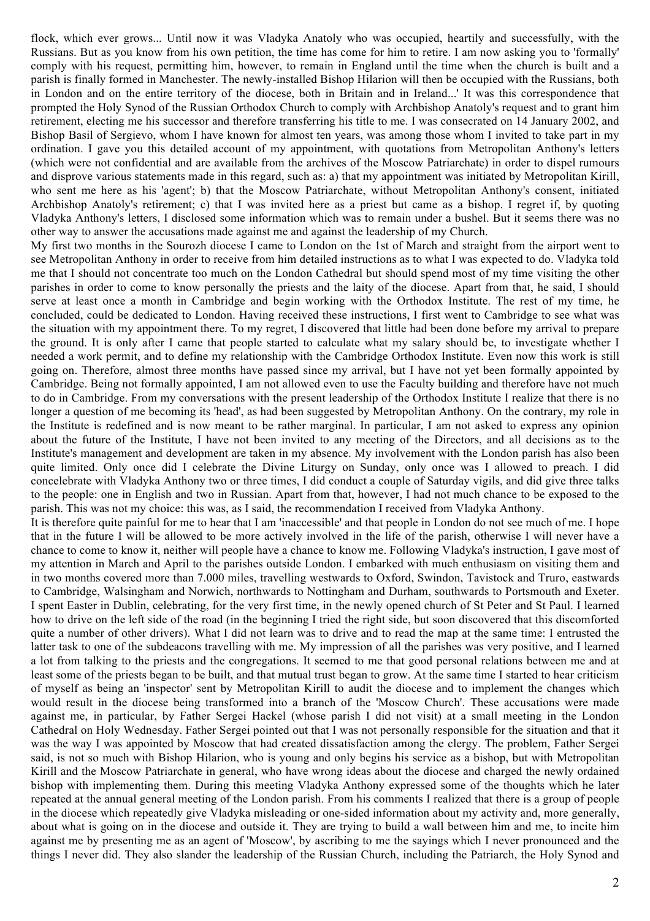flock, which ever grows... Until now it was Vladyka Anatoly who was occupied, heartily and successfully, with the Russians. But as you know from his own petition, the time has come for him to retire. I am now asking you to 'formally' comply with his request, permitting him, however, to remain in England until the time when the church is built and a parish is finally formed in Manchester. The newly-installed Bishop Hilarion will then be occupied with the Russians, both in London and on the entire territory of the diocese, both in Britain and in Ireland...' It was this correspondence that prompted the Holy Synod of the Russian Orthodox Church to comply with Archbishop Anatoly's request and to grant him retirement, electing me his successor and therefore transferring his title to me. I was consecrated on 14 January 2002, and Bishop Basil of Sergievo, whom I have known for almost ten years, was among those whom I invited to take part in my ordination. I gave you this detailed account of my appointment, with quotations from Metropolitan Anthony's letters (which were not confidential and are available from the archives of the Moscow Patriarchate) in order to dispel rumours and disprove various statements made in this regard, such as: a) that my appointment was initiated by Metropolitan Kirill, who sent me here as his 'agent'; b) that the Moscow Patriarchate, without Metropolitan Anthony's consent, initiated Archbishop Anatoly's retirement; c) that I was invited here as a priest but came as a bishop. I regret if, by quoting Vladyka Anthony's letters, I disclosed some information which was to remain under a bushel. But it seems there was no other way to answer the accusations made against me and against the leadership of my Church.

My first two months in the Sourozh diocese I came to London on the 1st of March and straight from the airport went to see Metropolitan Anthony in order to receive from him detailed instructions as to what I was expected to do. Vladyka told me that I should not concentrate too much on the London Cathedral but should spend most of my time visiting the other parishes in order to come to know personally the priests and the laity of the diocese. Apart from that, he said, I should serve at least once a month in Cambridge and begin working with the Orthodox Institute. The rest of my time, he concluded, could be dedicated to London. Having received these instructions, I first went to Cambridge to see what was the situation with my appointment there. To my regret, I discovered that little had been done before my arrival to prepare the ground. It is only after I came that people started to calculate what my salary should be, to investigate whether I needed a work permit, and to define my relationship with the Cambridge Orthodox Institute. Even now this work is still going on. Therefore, almost three months have passed since my arrival, but I have not yet been formally appointed by Cambridge. Being not formally appointed, I am not allowed even to use the Faculty building and therefore have not much to do in Cambridge. From my conversations with the present leadership of the Orthodox Institute I realize that there is no longer a question of me becoming its 'head', as had been suggested by Metropolitan Anthony. On the contrary, my role in the Institute is redefined and is now meant to be rather marginal. In particular, I am not asked to express any opinion about the future of the Institute, I have not been invited to any meeting of the Directors, and all decisions as to the Institute's management and development are taken in my absence. My involvement with the London parish has also been quite limited. Only once did I celebrate the Divine Liturgy on Sunday, only once was I allowed to preach. I did concelebrate with Vladyka Anthony two or three times, I did conduct a couple of Saturday vigils, and did give three talks to the people: one in English and two in Russian. Apart from that, however, I had not much chance to be exposed to the parish. This was not my choice: this was, as I said, the recommendation I received from Vladyka Anthony.

It is therefore quite painful for me to hear that I am 'inaccessible' and that people in London do not see much of me. I hope that in the future I will be allowed to be more actively involved in the life of the parish, otherwise I will never have a chance to come to know it, neither will people have a chance to know me. Following Vladyka's instruction, I gave most of my attention in March and April to the parishes outside London. I embarked with much enthusiasm on visiting them and in two months covered more than 7.000 miles, travelling westwards to Oxford, Swindon, Tavistock and Truro, eastwards to Cambridge, Walsingham and Norwich, northwards to Nottingham and Durham, southwards to Portsmouth and Exeter. I spent Easter in Dublin, celebrating, for the very first time, in the newly opened church of St Peter and St Paul. I learned how to drive on the left side of the road (in the beginning I tried the right side, but soon discovered that this discomforted quite a number of other drivers). What I did not learn was to drive and to read the map at the same time: I entrusted the latter task to one of the subdeacons travelling with me. My impression of all the parishes was very positive, and I learned a lot from talking to the priests and the congregations. It seemed to me that good personal relations between me and at least some of the priests began to be built, and that mutual trust began to grow. At the same time I started to hear criticism of myself as being an 'inspector' sent by Metropolitan Kirill to audit the diocese and to implement the changes which would result in the diocese being transformed into a branch of the 'Moscow Church'. These accusations were made against me, in particular, by Father Sergei Hackel (whose parish I did not visit) at a small meeting in the London Cathedral on Holy Wednesday. Father Sergei pointed out that I was not personally responsible for the situation and that it was the way I was appointed by Moscow that had created dissatisfaction among the clergy. The problem, Father Sergei said, is not so much with Bishop Hilarion, who is young and only begins his service as a bishop, but with Metropolitan Kirill and the Moscow Patriarchate in general, who have wrong ideas about the diocese and charged the newly ordained bishop with implementing them. During this meeting Vladyka Anthony expressed some of the thoughts which he later repeated at the annual general meeting of the London parish. From his comments I realized that there is a group of people in the diocese which repeatedly give Vladyka misleading or one-sided information about my activity and, more generally, about what is going on in the diocese and outside it. They are trying to build a wall between him and me, to incite him against me by presenting me as an agent of 'Moscow', by ascribing to me the sayings which I never pronounced and the things I never did. They also slander the leadership of the Russian Church, including the Patriarch, the Holy Synod and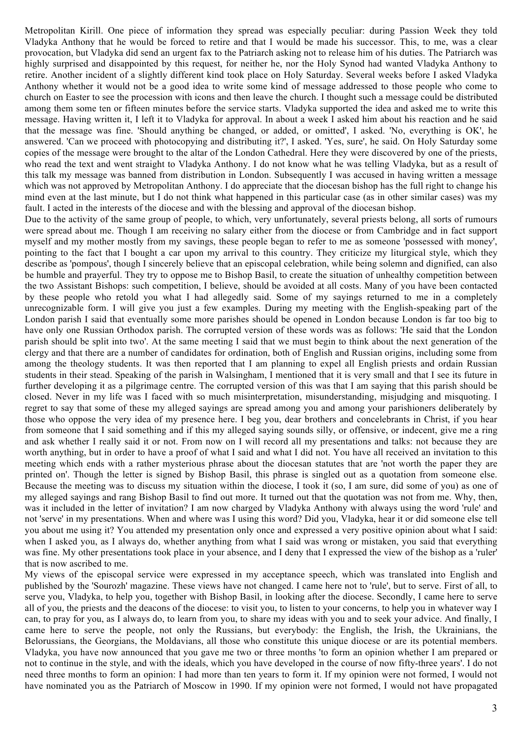Metropolitan Kirill. One piece of information they spread was especially peculiar: during Passion Week they told Vladyka Anthony that he would be forced to retire and that I would be made his successor. This, to me, was a clear provocation, but Vladyka did send an urgent fax to the Patriarch asking not to release him of his duties. The Patriarch was highly surprised and disappointed by this request, for neither he, nor the Holy Synod had wanted Vladyka Anthony to retire. Another incident of a slightly different kind took place on Holy Saturday. Several weeks before I asked Vladyka Anthony whether it would not be a good idea to write some kind of message addressed to those people who come to church on Easter to see the procession with icons and then leave the church. I thought such a message could be distributed among them some ten or fifteen minutes before the service starts. Vladyka supported the idea and asked me to write this message. Having written it, I left it to Vladyka for approval. In about a week I asked him about his reaction and he said that the message was fine. 'Should anything be changed, or added, or omitted', I asked. 'No, everything is OK', he answered. 'Can we proceed with photocopying and distributing it?', I asked. 'Yes, sure', he said. On Holy Saturday some copies of the message were brought to the altar of the London Cathedral. Here they were discovered by one of the priests, who read the text and went straight to Vladyka Anthony. I do not know what he was telling Vladyka, but as a result of this talk my message was banned from distribution in London. Subsequently I was accused in having written a message which was not approved by Metropolitan Anthony. I do appreciate that the diocesan bishop has the full right to change his mind even at the last minute, but I do not think what happened in this particular case (as in other similar cases) was my fault. I acted in the interests of the diocese and with the blessing and approval of the diocesan bishop.

Due to the activity of the same group of people, to which, very unfortunately, several priests belong, all sorts of rumours were spread about me. Though I am receiving no salary either from the diocese or from Cambridge and in fact support myself and my mother mostly from my savings, these people began to refer to me as someone 'possessed with money', pointing to the fact that I bought a car upon my arrival to this country. They criticize my liturgical style, which they describe as 'pompous', though I sincerely believe that an episcopal celebration, while being solemn and dignified, can also be humble and prayerful. They try to oppose me to Bishop Basil, to create the situation of unhealthy competition between the two Assistant Bishops: such competition, I believe, should be avoided at all costs. Many of you have been contacted by these people who retold you what I had allegedly said. Some of my sayings returned to me in a completely unrecognizable form. I will give you just a few examples. During my meeting with the English-speaking part of the London parish I said that eventually some more parishes should be opened in London because London is far too big to have only one Russian Orthodox parish. The corrupted version of these words was as follows: 'He said that the London parish should be split into two'. At the same meeting I said that we must begin to think about the next generation of the clergy and that there are a number of candidates for ordination, both of English and Russian origins, including some from among the theology students. It was then reported that I am planning to expel all English priests and ordain Russian students in their stead. Speaking of the parish in Walsingham, I mentioned that it is very small and that I see its future in further developing it as a pilgrimage centre. The corrupted version of this was that I am saying that this parish should be closed. Never in my life was I faced with so much misinterpretation, misunderstanding, misjudging and misquoting. I regret to say that some of these my alleged sayings are spread among you and among your parishioners deliberately by those who oppose the very idea of my presence here. I beg you, dear brothers and concelebrants in Christ, if you hear from someone that I said something and if this my alleged saying sounds silly, or offensive, or indecent, give me a ring and ask whether I really said it or not. From now on I will record all my presentations and talks: not because they are worth anything, but in order to have a proof of what I said and what I did not. You have all received an invitation to this meeting which ends with a rather mysterious phrase about the diocesan statutes that are 'not worth the paper they are printed on'. Though the letter is signed by Bishop Basil, this phrase is singled out as a quotation from someone else. Because the meeting was to discuss my situation within the diocese, I took it (so, I am sure, did some of you) as one of my alleged sayings and rang Bishop Basil to find out more. It turned out that the quotation was not from me. Why, then, was it included in the letter of invitation? I am now charged by Vladyka Anthony with always using the word 'rule' and not 'serve' in my presentations. When and where was I using this word? Did you, Vladyka, hear it or did someone else tell you about me using it? You attended my presentation only once and expressed a very positive opinion about what I said: when I asked you, as I always do, whether anything from what I said was wrong or mistaken, you said that everything was fine. My other presentations took place in your absence, and I deny that I expressed the view of the bishop as a 'ruler' that is now ascribed to me.

My views of the episcopal service were expressed in my acceptance speech, which was translated into English and published by the 'Sourozh' magazine. These views have not changed. I came here not to 'rule', but to serve. First of all, to serve you, Vladyka, to help you, together with Bishop Basil, in looking after the diocese. Secondly, I came here to serve all of you, the priests and the deacons of the diocese: to visit you, to listen to your concerns, to help you in whatever way I can, to pray for you, as I always do, to learn from you, to share my ideas with you and to seek your advice. And finally, I came here to serve the people, not only the Russians, but everybody: the English, the Irish, the Ukrainians, the Belorussians, the Georgians, the Moldavians, all those who constitute this unique diocese or are its potential members. Vladyka, you have now announced that you gave me two or three months 'to form an opinion whether I am prepared or not to continue in the style, and with the ideals, which you have developed in the course of now fifty-three years'. I do not need three months to form an opinion: I had more than ten years to form it. If my opinion were not formed, I would not have nominated you as the Patriarch of Moscow in 1990. If my opinion were not formed, I would not have propagated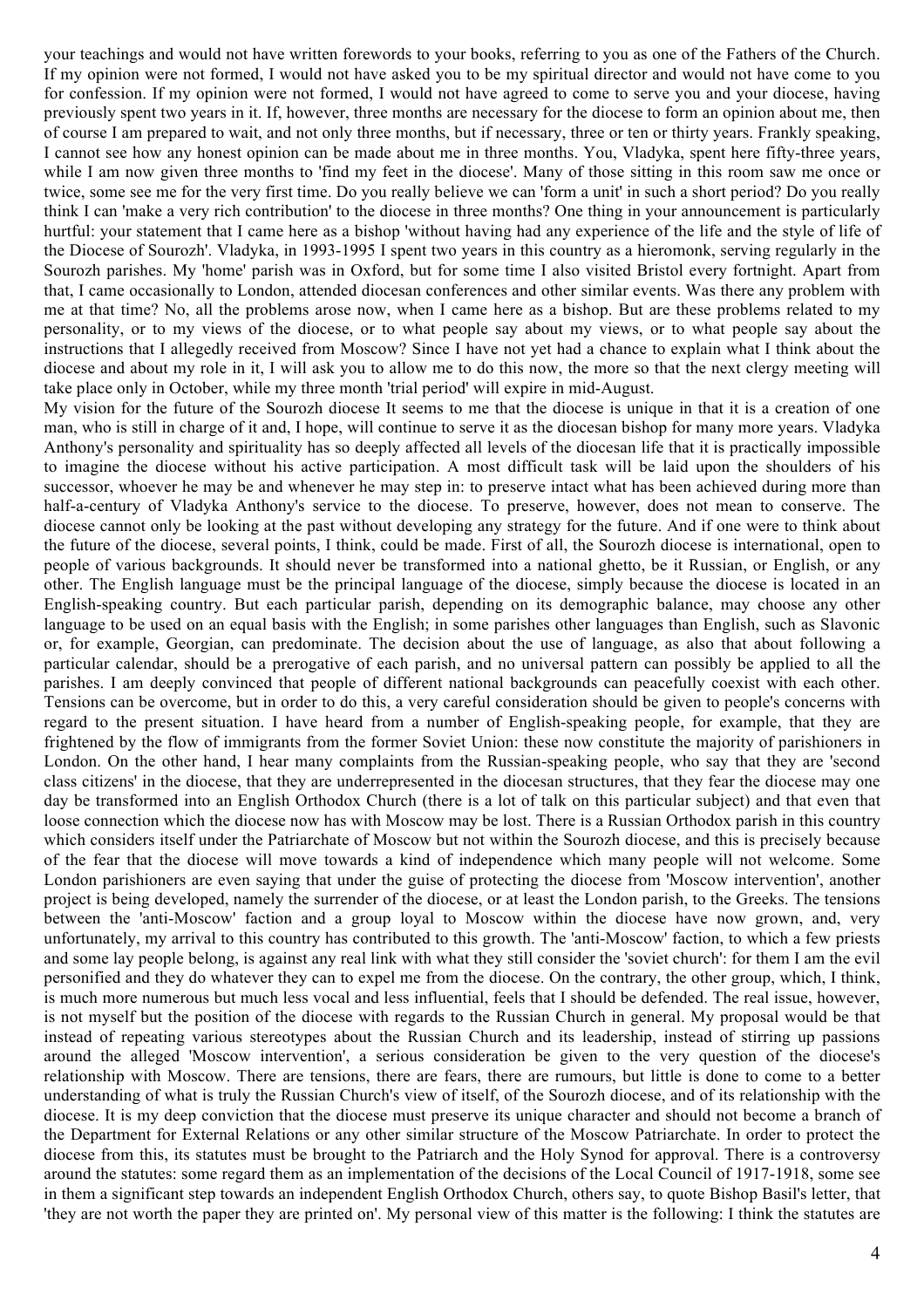your teachings and would not have written forewords to your books, referring to you as one of the Fathers of the Church. If my opinion were not formed, I would not have asked you to be my spiritual director and would not have come to you for confession. If my opinion were not formed, I would not have agreed to come to serve you and your diocese, having previously spent two years in it. If, however, three months are necessary for the diocese to form an opinion about me, then of course I am prepared to wait, and not only three months, but if necessary, three or ten or thirty years. Frankly speaking, I cannot see how any honest opinion can be made about me in three months. You, Vladyka, spent here fifty-three years, while I am now given three months to 'find my feet in the diocese'. Many of those sitting in this room saw me once or twice, some see me for the very first time. Do you really believe we can 'form a unit' in such a short period? Do you really think I can 'make a very rich contribution' to the diocese in three months? One thing in your announcement is particularly hurtful: your statement that I came here as a bishop 'without having had any experience of the life and the style of life of the Diocese of Sourozh'. Vladyka, in 1993-1995 I spent two years in this country as a hieromonk, serving regularly in the Sourozh parishes. My 'home' parish was in Oxford, but for some time I also visited Bristol every fortnight. Apart from that, I came occasionally to London, attended diocesan conferences and other similar events. Was there any problem with me at that time? No, all the problems arose now, when I came here as a bishop. But are these problems related to my personality, or to my views of the diocese, or to what people say about my views, or to what people say about the instructions that I allegedly received from Moscow? Since I have not yet had a chance to explain what I think about the diocese and about my role in it, I will ask you to allow me to do this now, the more so that the next clergy meeting will take place only in October, while my three month 'trial period' will expire in mid-August.

My vision for the future of the Sourozh diocese It seems to me that the diocese is unique in that it is a creation of one man, who is still in charge of it and, I hope, will continue to serve it as the diocesan bishop for many more years. Vladyka Anthony's personality and spirituality has so deeply affected all levels of the diocesan life that it is practically impossible to imagine the diocese without his active participation. A most difficult task will be laid upon the shoulders of his successor, whoever he may be and whenever he may step in: to preserve intact what has been achieved during more than half-a-century of Vladyka Anthony's service to the diocese. To preserve, however, does not mean to conserve. The diocese cannot only be looking at the past without developing any strategy for the future. And if one were to think about the future of the diocese, several points, I think, could be made. First of all, the Sourozh diocese is international, open to people of various backgrounds. It should never be transformed into a national ghetto, be it Russian, or English, or any other. The English language must be the principal language of the diocese, simply because the diocese is located in an English-speaking country. But each particular parish, depending on its demographic balance, may choose any other language to be used on an equal basis with the English; in some parishes other languages than English, such as Slavonic or, for example, Georgian, can predominate. The decision about the use of language, as also that about following a particular calendar, should be a prerogative of each parish, and no universal pattern can possibly be applied to all the parishes. I am deeply convinced that people of different national backgrounds can peacefully coexist with each other. Tensions can be overcome, but in order to do this, a very careful consideration should be given to people's concerns with regard to the present situation. I have heard from a number of English-speaking people, for example, that they are frightened by the flow of immigrants from the former Soviet Union: these now constitute the majority of parishioners in London. On the other hand, I hear many complaints from the Russian-speaking people, who say that they are 'second class citizens' in the diocese, that they are underrepresented in the diocesan structures, that they fear the diocese may one day be transformed into an English Orthodox Church (there is a lot of talk on this particular subject) and that even that loose connection which the diocese now has with Moscow may be lost. There is a Russian Orthodox parish in this country which considers itself under the Patriarchate of Moscow but not within the Sourozh diocese, and this is precisely because of the fear that the diocese will move towards a kind of independence which many people will not welcome. Some London parishioners are even saying that under the guise of protecting the diocese from 'Moscow intervention', another project is being developed, namely the surrender of the diocese, or at least the London parish, to the Greeks. The tensions between the 'anti-Moscow' faction and a group loyal to Moscow within the diocese have now grown, and, very unfortunately, my arrival to this country has contributed to this growth. The 'anti-Moscow' faction, to which a few priests and some lay people belong, is against any real link with what they still consider the 'soviet church': for them I am the evil personified and they do whatever they can to expel me from the diocese. On the contrary, the other group, which, I think, is much more numerous but much less vocal and less influential, feels that I should be defended. The real issue, however, is not myself but the position of the diocese with regards to the Russian Church in general. My proposal would be that instead of repeating various stereotypes about the Russian Church and its leadership, instead of stirring up passions around the alleged 'Moscow intervention', a serious consideration be given to the very question of the diocese's relationship with Moscow. There are tensions, there are fears, there are rumours, but little is done to come to a better understanding of what is truly the Russian Church's view of itself, of the Sourozh diocese, and of its relationship with the diocese. It is my deep conviction that the diocese must preserve its unique character and should not become a branch of the Department for External Relations or any other similar structure of the Moscow Patriarchate. In order to protect the diocese from this, its statutes must be brought to the Patriarch and the Holy Synod for approval. There is a controversy around the statutes: some regard them as an implementation of the decisions of the Local Council of 1917-1918, some see in them a significant step towards an independent English Orthodox Church, others say, to quote Bishop Basil's letter, that 'they are not worth the paper they are printed on'. My personal view of this matter is the following: I think the statutes are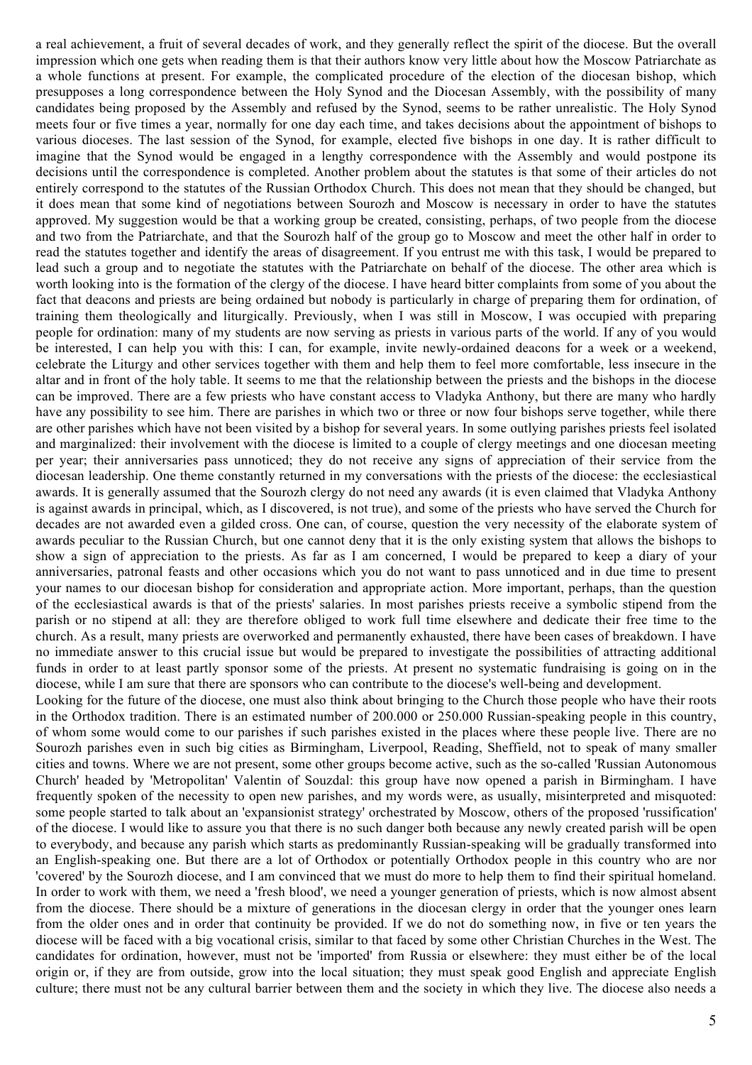a real achievement, a fruit of several decades of work, and they generally reflect the spirit of the diocese. But the overall impression which one gets when reading them is that their authors know very little about how the Moscow Patriarchate as a whole functions at present. For example, the complicated procedure of the election of the diocesan bishop, which presupposes a long correspondence between the Holy Synod and the Diocesan Assembly, with the possibility of many candidates being proposed by the Assembly and refused by the Synod, seems to be rather unrealistic. The Holy Synod meets four or five times a year, normally for one day each time, and takes decisions about the appointment of bishops to various dioceses. The last session of the Synod, for example, elected five bishops in one day. It is rather difficult to imagine that the Synod would be engaged in a lengthy correspondence with the Assembly and would postpone its decisions until the correspondence is completed. Another problem about the statutes is that some of their articles do not entirely correspond to the statutes of the Russian Orthodox Church. This does not mean that they should be changed, but it does mean that some kind of negotiations between Sourozh and Moscow is necessary in order to have the statutes approved. My suggestion would be that a working group be created, consisting, perhaps, of two people from the diocese and two from the Patriarchate, and that the Sourozh half of the group go to Moscow and meet the other half in order to read the statutes together and identify the areas of disagreement. If you entrust me with this task, I would be prepared to lead such a group and to negotiate the statutes with the Patriarchate on behalf of the diocese. The other area which is worth looking into is the formation of the clergy of the diocese. I have heard bitter complaints from some of you about the fact that deacons and priests are being ordained but nobody is particularly in charge of preparing them for ordination, of training them theologically and liturgically. Previously, when I was still in Moscow, I was occupied with preparing people for ordination: many of my students are now serving as priests in various parts of the world. If any of you would be interested, I can help you with this: I can, for example, invite newly-ordained deacons for a week or a weekend, celebrate the Liturgy and other services together with them and help them to feel more comfortable, less insecure in the altar and in front of the holy table. It seems to me that the relationship between the priests and the bishops in the diocese can be improved. There are a few priests who have constant access to Vladyka Anthony, but there are many who hardly have any possibility to see him. There are parishes in which two or three or now four bishops serve together, while there are other parishes which have not been visited by a bishop for several years. In some outlying parishes priests feel isolated and marginalized: their involvement with the diocese is limited to a couple of clergy meetings and one diocesan meeting per year; their anniversaries pass unnoticed; they do not receive any signs of appreciation of their service from the diocesan leadership. One theme constantly returned in my conversations with the priests of the diocese: the ecclesiastical awards. It is generally assumed that the Sourozh clergy do not need any awards (it is even claimed that Vladyka Anthony is against awards in principal, which, as I discovered, is not true), and some of the priests who have served the Church for decades are not awarded even a gilded cross. One can, of course, question the very necessity of the elaborate system of awards peculiar to the Russian Church, but one cannot deny that it is the only existing system that allows the bishops to show a sign of appreciation to the priests. As far as I am concerned, I would be prepared to keep a diary of your anniversaries, patronal feasts and other occasions which you do not want to pass unnoticed and in due time to present your names to our diocesan bishop for consideration and appropriate action. More important, perhaps, than the question of the ecclesiastical awards is that of the priests' salaries. In most parishes priests receive a symbolic stipend from the parish or no stipend at all: they are therefore obliged to work full time elsewhere and dedicate their free time to the church. As a result, many priests are overworked and permanently exhausted, there have been cases of breakdown. I have no immediate answer to this crucial issue but would be prepared to investigate the possibilities of attracting additional funds in order to at least partly sponsor some of the priests. At present no systematic fundraising is going on in the diocese, while I am sure that there are sponsors who can contribute to the diocese's well-being and development.

Looking for the future of the diocese, one must also think about bringing to the Church those people who have their roots in the Orthodox tradition. There is an estimated number of 200.000 or 250.000 Russian-speaking people in this country, of whom some would come to our parishes if such parishes existed in the places where these people live. There are no Sourozh parishes even in such big cities as Birmingham, Liverpool, Reading, Sheffield, not to speak of many smaller cities and towns. Where we are not present, some other groups become active, such as the so-called 'Russian Autonomous Church' headed by 'Metropolitan' Valentin of Souzdal: this group have now opened a parish in Birmingham. I have frequently spoken of the necessity to open new parishes, and my words were, as usually, misinterpreted and misquoted: some people started to talk about an 'expansionist strategy' orchestrated by Moscow, others of the proposed 'russification' of the diocese. I would like to assure you that there is no such danger both because any newly created parish will be open to everybody, and because any parish which starts as predominantly Russian-speaking will be gradually transformed into an English-speaking one. But there are a lot of Orthodox or potentially Orthodox people in this country who are nor 'covered' by the Sourozh diocese, and I am convinced that we must do more to help them to find their spiritual homeland. In order to work with them, we need a 'fresh blood', we need a younger generation of priests, which is now almost absent from the diocese. There should be a mixture of generations in the diocesan clergy in order that the younger ones learn from the older ones and in order that continuity be provided. If we do not do something now, in five or ten years the diocese will be faced with a big vocational crisis, similar to that faced by some other Christian Churches in the West. The candidates for ordination, however, must not be 'imported' from Russia or elsewhere: they must either be of the local origin or, if they are from outside, grow into the local situation; they must speak good English and appreciate English culture; there must not be any cultural barrier between them and the society in which they live. The diocese also needs a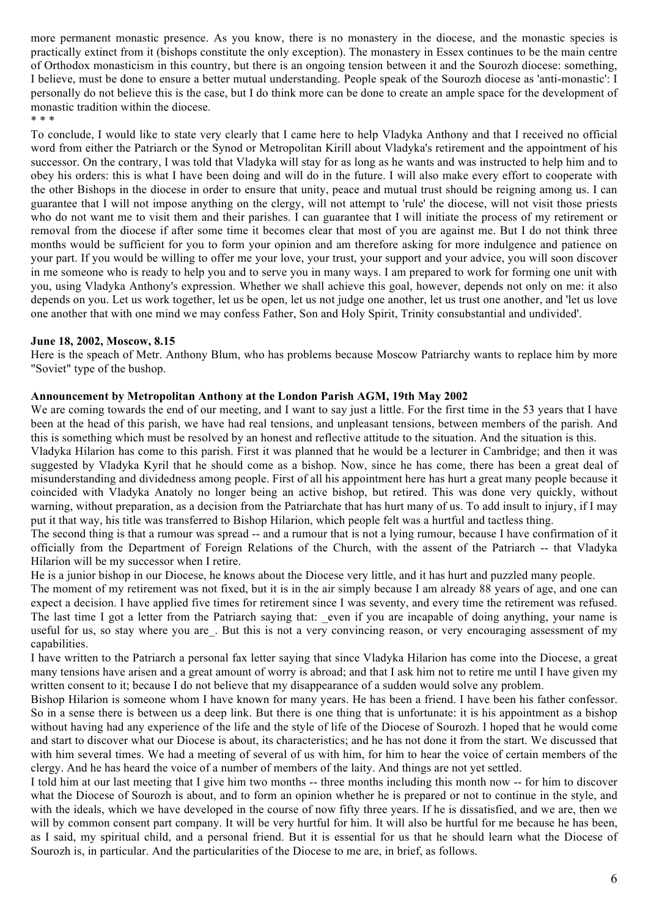more permanent monastic presence. As you know, there is no monastery in the diocese, and the monastic species is practically extinct from it (bishops constitute the only exception). The monastery in Essex continues to be the main centre of Orthodox monasticism in this country, but there is an ongoing tension between it and the Sourozh diocese: something, I believe, must be done to ensure a better mutual understanding. People speak of the Sourozh diocese as 'anti-monastic': I personally do not believe this is the case, but I do think more can be done to create an ample space for the development of monastic tradition within the diocese.

\* \* \*

To conclude, I would like to state very clearly that I came here to help Vladyka Anthony and that I received no official word from either the Patriarch or the Synod or Metropolitan Kirill about Vladyka's retirement and the appointment of his successor. On the contrary, I was told that Vladyka will stay for as long as he wants and was instructed to help him and to obey his orders: this is what I have been doing and will do in the future. I will also make every effort to cooperate with the other Bishops in the diocese in order to ensure that unity, peace and mutual trust should be reigning among us. I can guarantee that I will not impose anything on the clergy, will not attempt to 'rule' the diocese, will not visit those priests who do not want me to visit them and their parishes. I can guarantee that I will initiate the process of my retirement or removal from the diocese if after some time it becomes clear that most of you are against me. But I do not think three months would be sufficient for you to form your opinion and am therefore asking for more indulgence and patience on your part. If you would be willing to offer me your love, your trust, your support and your advice, you will soon discover in me someone who is ready to help you and to serve you in many ways. I am prepared to work for forming one unit with you, using Vladyka Anthony's expression. Whether we shall achieve this goal, however, depends not only on me: it also depends on you. Let us work together, let us be open, let us not judge one another, let us trust one another, and 'let us love one another that with one mind we may confess Father, Son and Holy Spirit, Trinity consubstantial and undivided'.

**June 18, 2002, Moscow, 8.15**

Here is the speach of Metr. Anthony Blum, who has problems because Moscow Patriarchy wants to replace him by more "Soviet" type of the bushop.

**Announcement by Metropolitan Anthony at the London Parish AGM, 19th May 2002**

We are coming towards the end of our meeting, and I want to say just a little. For the first time in the 53 years that I have been at the head of this parish, we have had real tensions, and unpleasant tensions, between members of the parish. And this is something which must be resolved by an honest and reflective attitude to the situation. And the situation is this.

Vladyka Hilarion has come to this parish. First it was planned that he would be a lecturer in Cambridge; and then it was suggested by Vladyka Kyril that he should come as a bishop. Now, since he has come, there has been a great deal of misunderstanding and dividedness among people. First of all his appointment here has hurt a great many people because it coincided with Vladyka Anatoly no longer being an active bishop, but retired. This was done very quickly, without warning, without preparation, as a decision from the Patriarchate that has hurt many of us. To add insult to injury, if I may put it that way, his title was transferred to Bishop Hilarion, which people felt was a hurtful and tactless thing.

The second thing is that a rumour was spread -- and a rumour that is not a lying rumour, because I have confirmation of it officially from the Department of Foreign Relations of the Church, with the assent of the Patriarch -- that Vladyka Hilarion will be my successor when I retire.

He is a junior bishop in our Diocese, he knows about the Diocese very little, and it has hurt and puzzled many people.

The moment of my retirement was not fixed, but it is in the air simply because I am already 88 years of age, and one can expect a decision. I have applied five times for retirement since I was seventy, and every time the retirement was refused. The last time I got a letter from the Patriarch saying that: _even if you are incapable of doing anything, your name is useful for us, so stay where you are_. But this is not a very convincing reason, or very encouraging assessment of my capabilities.

I have written to the Patriarch a personal fax letter saying that since Vladyka Hilarion has come into the Diocese, a great many tensions have arisen and a great amount of worry is abroad; and that I ask him not to retire me until I have given my written consent to it; because I do not believe that my disappearance of a sudden would solve any problem.

Bishop Hilarion is someone whom I have known for many years. He has been a friend. I have been his father confessor. So in a sense there is between us a deep link. But there is one thing that is unfortunate: it is his appointment as a bishop without having had any experience of the life and the style of life of the Diocese of Sourozh. I hoped that he would come and start to discover what our Diocese is about, its characteristics; and he has not done it from the start. We discussed that with him several times. We had a meeting of several of us with him, for him to hear the voice of certain members of the clergy. And he has heard the voice of a number of members of the laity. And things are not yet settled.

I told him at our last meeting that I give him two months -- three months including this month now -- for him to discover what the Diocese of Sourozh is about, and to form an opinion whether he is prepared or not to continue in the style, and with the ideals, which we have developed in the course of now fifty three years. If he is dissatisfied, and we are, then we will by common consent part company. It will be very hurtful for him. It will also be hurtful for me because he has been, as I said, my spiritual child, and a personal friend. But it is essential for us that he should learn what the Diocese of Sourozh is, in particular. And the particularities of the Diocese to me are, in brief, as follows.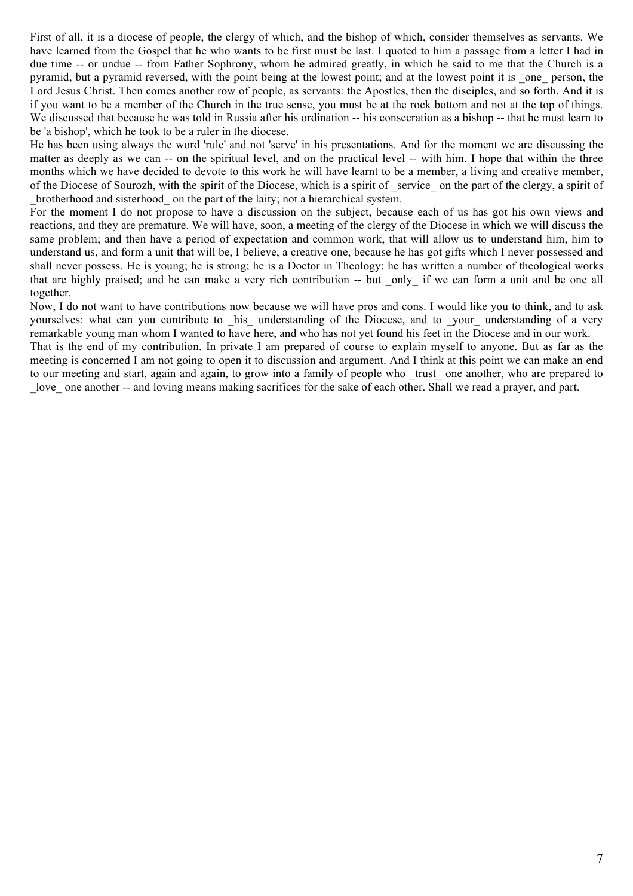First of all, it is a diocese of people, the clergy of which, and the bishop of which, consider themselves as servants. We have learned from the Gospel that he who wants to be first must be last. I quoted to him a passage from a letter I had in due time -- or undue -- from Father Sophrony, whom he admired greatly, in which he said to me that the Church is a pyramid, but a pyramid reversed, with the point being at the lowest point; and at the lowest point it is _one_ person, the Lord Jesus Christ. Then comes another row of people, as servants: the Apostles, then the disciples, and so forth. And it is if you want to be a member of the Church in the true sense, you must be at the rock bottom and not at the top of things. We discussed that because he was told in Russia after his ordination -- his consecration as a bishop -- that he must learn to be 'a bishop', which he took to be a ruler in the diocese.

He has been using always the word 'rule' and not 'serve' in his presentations. And for the moment we are discussing the matter as deeply as we can -- on the spiritual level, and on the practical level -- with him. I hope that within the three months which we have decided to devote to this work he will have learnt to be a member, a living and creative member, of the Diocese of Sourozh, with the spirit of the Diocese, which is a spirit of _service_ on the part of the clergy, a spirit of _brotherhood and sisterhood_ on the part of the laity; not a hierarchical system.

For the moment I do not propose to have a discussion on the subject, because each of us has got his own views and reactions, and they are premature. We will have, soon, a meeting of the clergy of the Diocese in which we will discuss the same problem; and then have a period of expectation and common work, that will allow us to understand him, him to understand us, and form a unit that will be, I believe, a creative one, because he has got gifts which I never possessed and shall never possess. He is young; he is strong; he is a Doctor in Theology; he has written a number of theological works that are highly praised; and he can make a very rich contribution -- but _only_ if we can form a unit and be one all together.

Now, I do not want to have contributions now because we will have pros and cons. I would like you to think, and to ask yourselves: what can you contribute to _his_ understanding of the Diocese, and to _your_ understanding of a very remarkable young man whom I wanted to have here, and who has not yet found his feet in the Diocese and in our work.

That is the end of my contribution. In private I am prepared of course to explain myself to anyone. But as far as the meeting is concerned I am not going to open it to discussion and argument. And I think at this point we can make an end to our meeting and start, again and again, to grow into a family of people who _trust_ one another, who are prepared to _love_ one another -- and loving means making sacrifices for the sake of each other. Shall we read a prayer, and part.